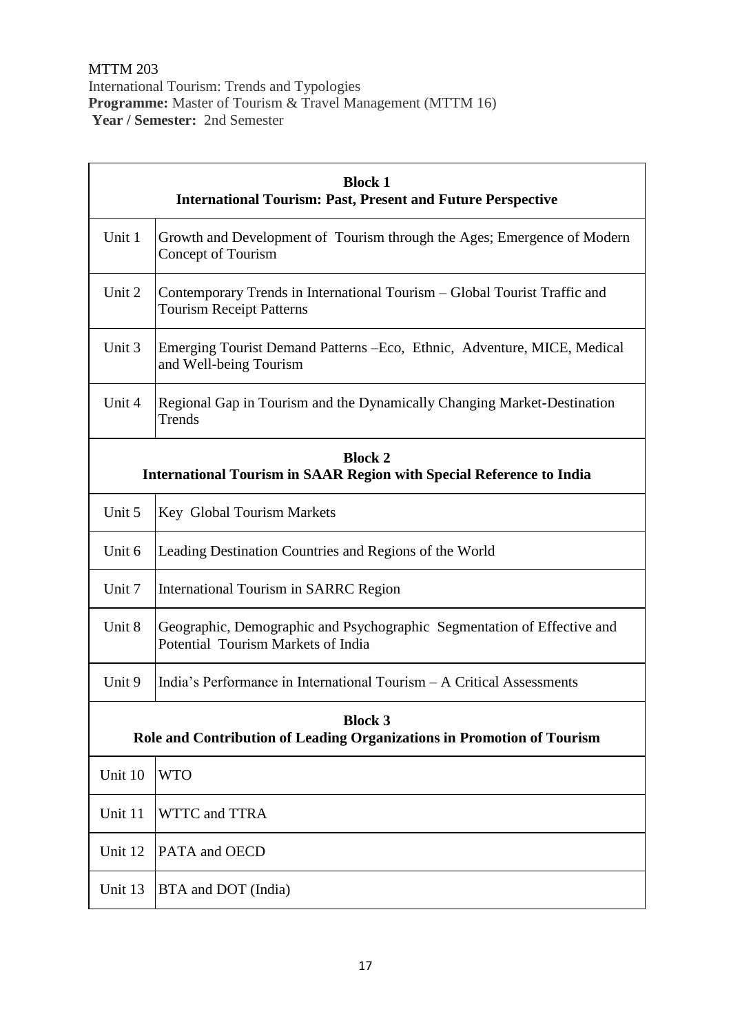MTTM 203

International Tourism: Trends and Typologies

**Programme:** Master of Tourism & Travel Management (MTTM 16)

**Year / Semester:** 2nd Semester

| **Block 1** **International Tourism: Past, Present and Future Perspective** | |
|---|---|
| Unit 1 | Growth and Development of Tourism through the Ages; Emergence of Modern Concept of Tourism |
| Unit 2 | Contemporary Trends in International Tourism – Global Tourist Traffic and Tourism Receipt Patterns |
| Unit 3 | Emerging Tourist Demand Patterns –Eco, Ethnic, Adventure, MICE, Medical and Well-being Tourism |
| Unit 4 | Regional Gap in Tourism and the Dynamically Changing Market-Destination Trends |
| **Block 2** **International Tourism in SAAR Region with Special Reference to India** | |
| Unit 5 | Key Global Tourism Markets |
| Unit 6 | Leading Destination Countries and Regions of the World |
| Unit 7 | International Tourism in SARRC Region |
| Unit 8 | Geographic, Demographic and Psychographic Segmentation of Effective and Potential Tourism Markets of India |
| Unit 9 | India's Performance in International Tourism – A Critical Assessments |
| **Block 3** **Role and Contribution of Leading Organizations in Promotion of Tourism** | |
| Unit 10 | WTO |
| Unit 11 | WTTC and TTRA |
| Unit 12 | PATA and OECD |
| Unit 13 | BTA and DOT (India) |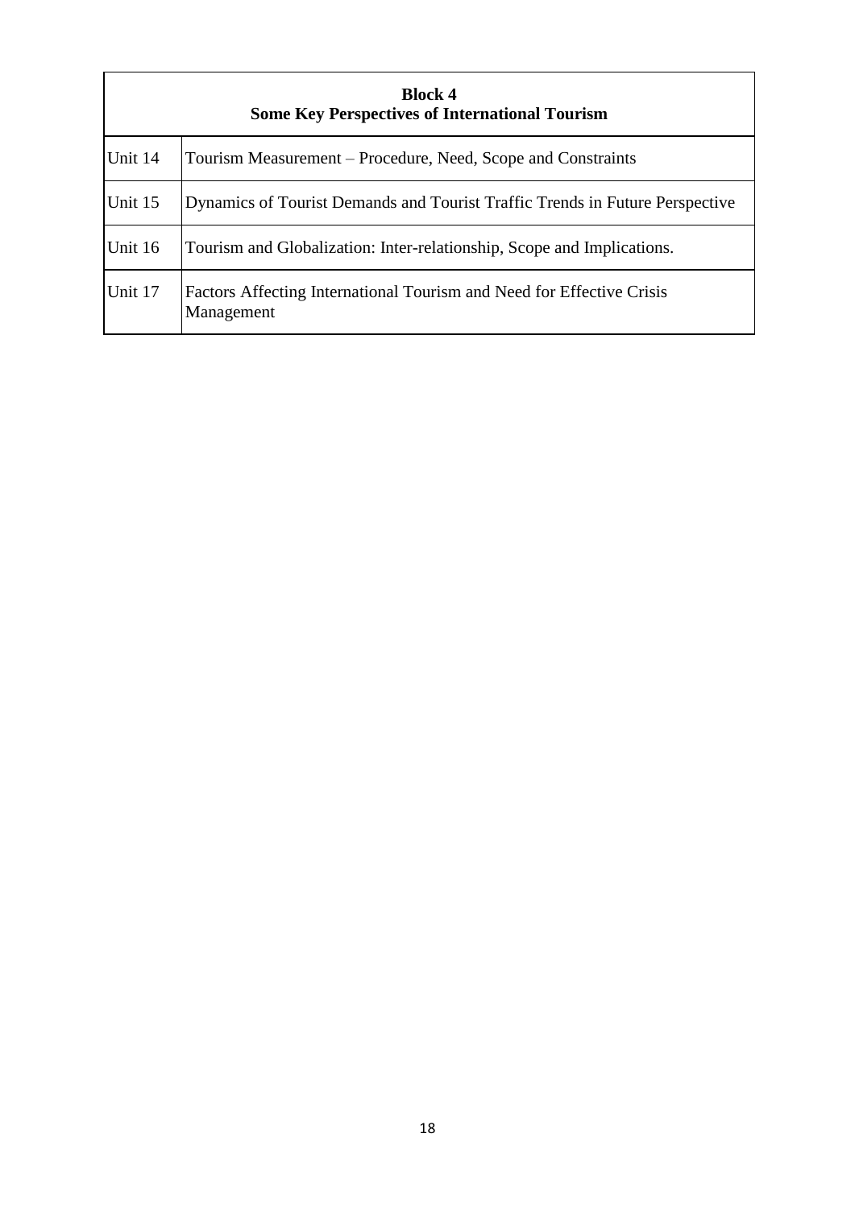| Block 4<br>Some Key Perspectives of International Tourism | |
|---|---|
| Unit 14 | Tourism Measurement – Procedure, Need, Scope and Constraints |
| Unit 15 | Dynamics of Tourist Demands and Tourist Traffic Trends in Future Perspective |
| Unit 16 | Tourism and Globalization: Inter-relationship, Scope and Implications. |
| Unit 17 | Factors Affecting International Tourism and Need for Effective Crisis Management |